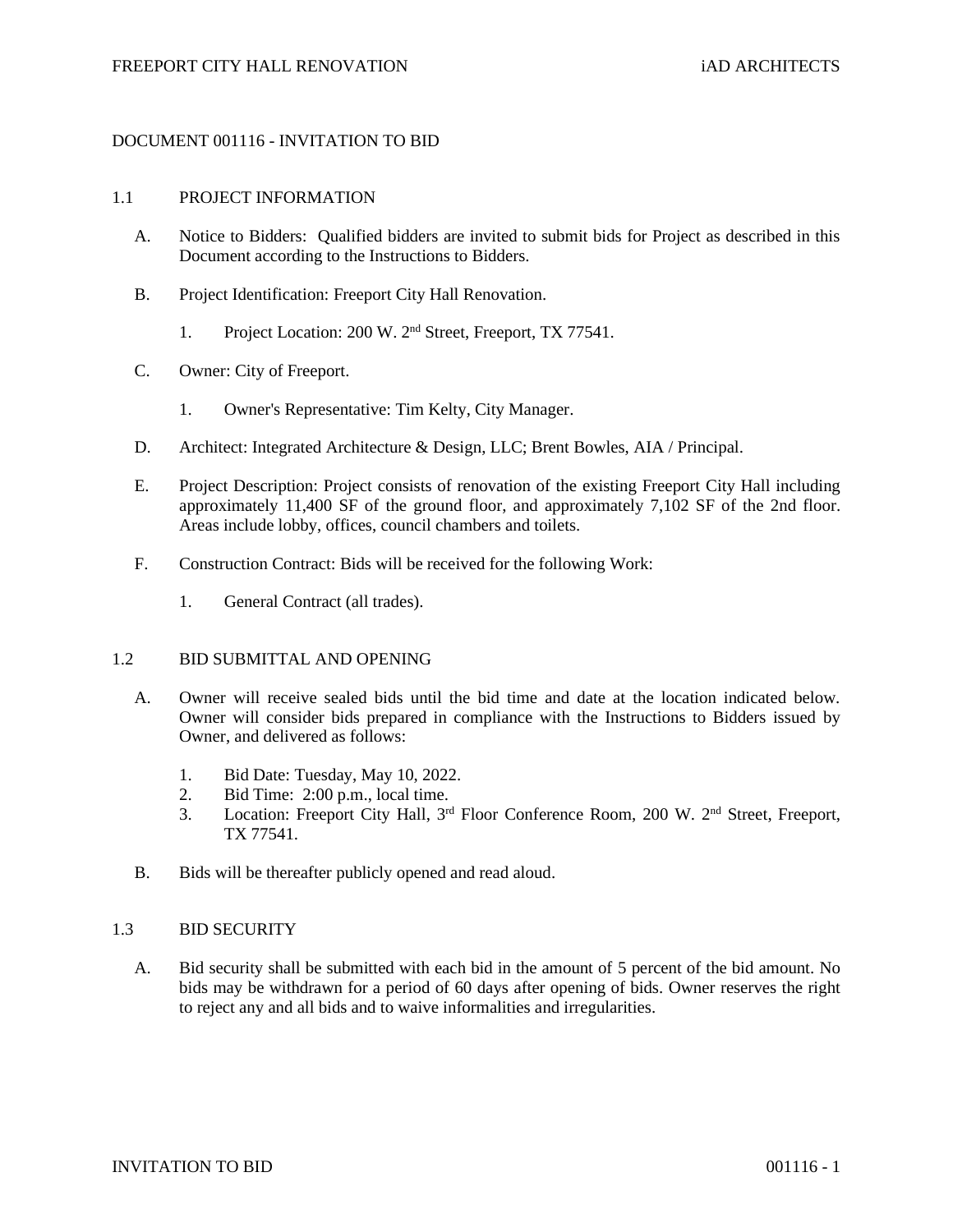# DOCUMENT 001116 - INVITATION TO BID

## 1.1 PROJECT INFORMATION

A. Notice to Bidders: Qualified bidders are invited to submit bids for Project as described in this Document according to the Instructions to Bidders.

B. Project Identification: Freeport City Hall Renovation.

1. Project Location: 200 W. 2nd Street, Freeport, TX 77541.

C. Owner: City of Freeport.

1. Owner's Representative: Tim Kelty, City Manager.

D. Architect: Integrated Architecture & Design, LLC; Brent Bowles, AIA / Principal.

E. Project Description: Project consists of renovation of the existing Freeport City Hall including approximately 11,400 SF of the ground floor, and approximately 7,102 SF of the 2nd floor. Areas include lobby, offices, council chambers and toilets.

F. Construction Contract: Bids will be received for the following Work:

1. General Contract (all trades).

## 1.2 BID SUBMITTAL AND OPENING

A. Owner will receive sealed bids until the bid time and date at the location indicated below. Owner will consider bids prepared in compliance with the Instructions to Bidders issued by Owner, and delivered as follows:

1. Bid Date: Tuesday, May 10, 2022.
2. Bid Time: 2:00 p.m., local time.
3. Location: Freeport City Hall, 3rd Floor Conference Room, 200 W. 2nd Street, Freeport, TX 77541.

B. Bids will be thereafter publicly opened and read aloud.

## 1.3 BID SECURITY

A. Bid security shall be submitted with each bid in the amount of 5 percent of the bid amount. No bids may be withdrawn for a period of 60 days after opening of bids. Owner reserves the right to reject any and all bids and to waive informalities and irregularities.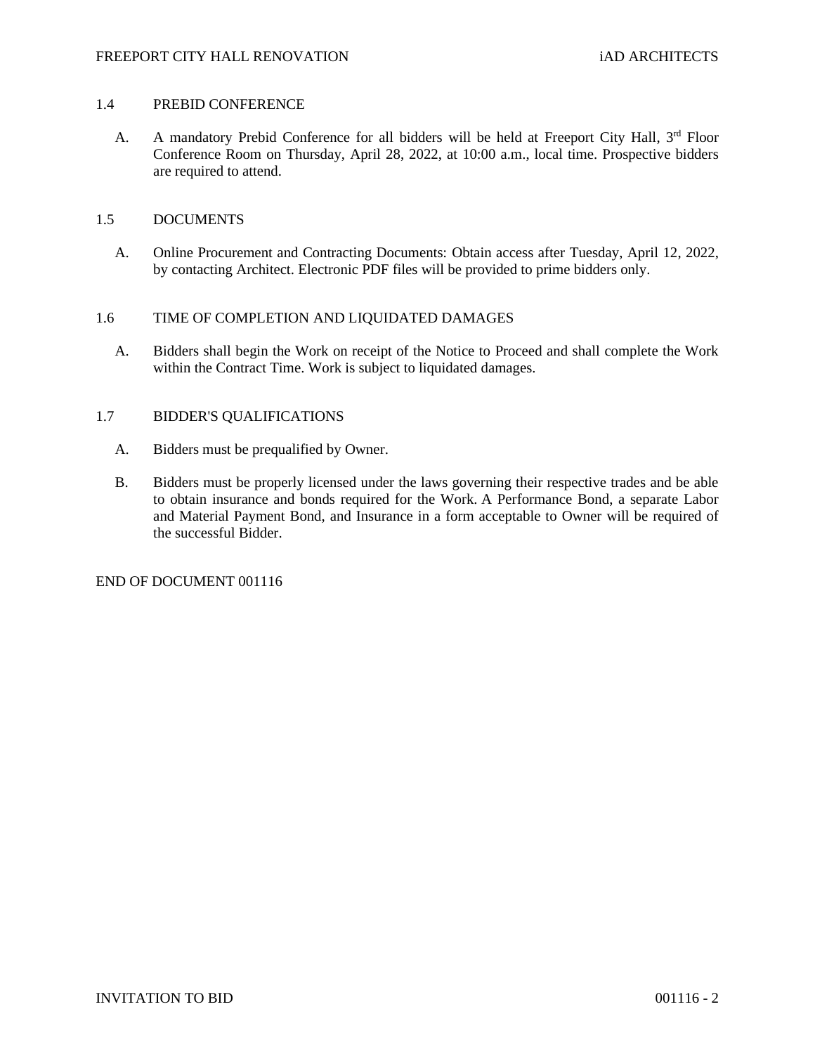## 1.4 PREBID CONFERENCE

A. A mandatory Prebid Conference for all bidders will be held at Freeport City Hall, 3rd Floor Conference Room on Thursday, April 28, 2022, at 10:00 a.m., local time. Prospective bidders are required to attend.

## 1.5 DOCUMENTS

A. Online Procurement and Contracting Documents: Obtain access after Tuesday, April 12, 2022, by contacting Architect. Electronic PDF files will be provided to prime bidders only.

## 1.6 TIME OF COMPLETION AND LIQUIDATED DAMAGES

A. Bidders shall begin the Work on receipt of the Notice to Proceed and shall complete the Work within the Contract Time. Work is subject to liquidated damages.

## 1.7 BIDDER'S QUALIFICATIONS

A. Bidders must be prequalified by Owner.

B. Bidders must be properly licensed under the laws governing their respective trades and be able to obtain insurance and bonds required for the Work. A Performance Bond, a separate Labor and Material Payment Bond, and Insurance in a form acceptable to Owner will be required of the successful Bidder.

END OF DOCUMENT 001116